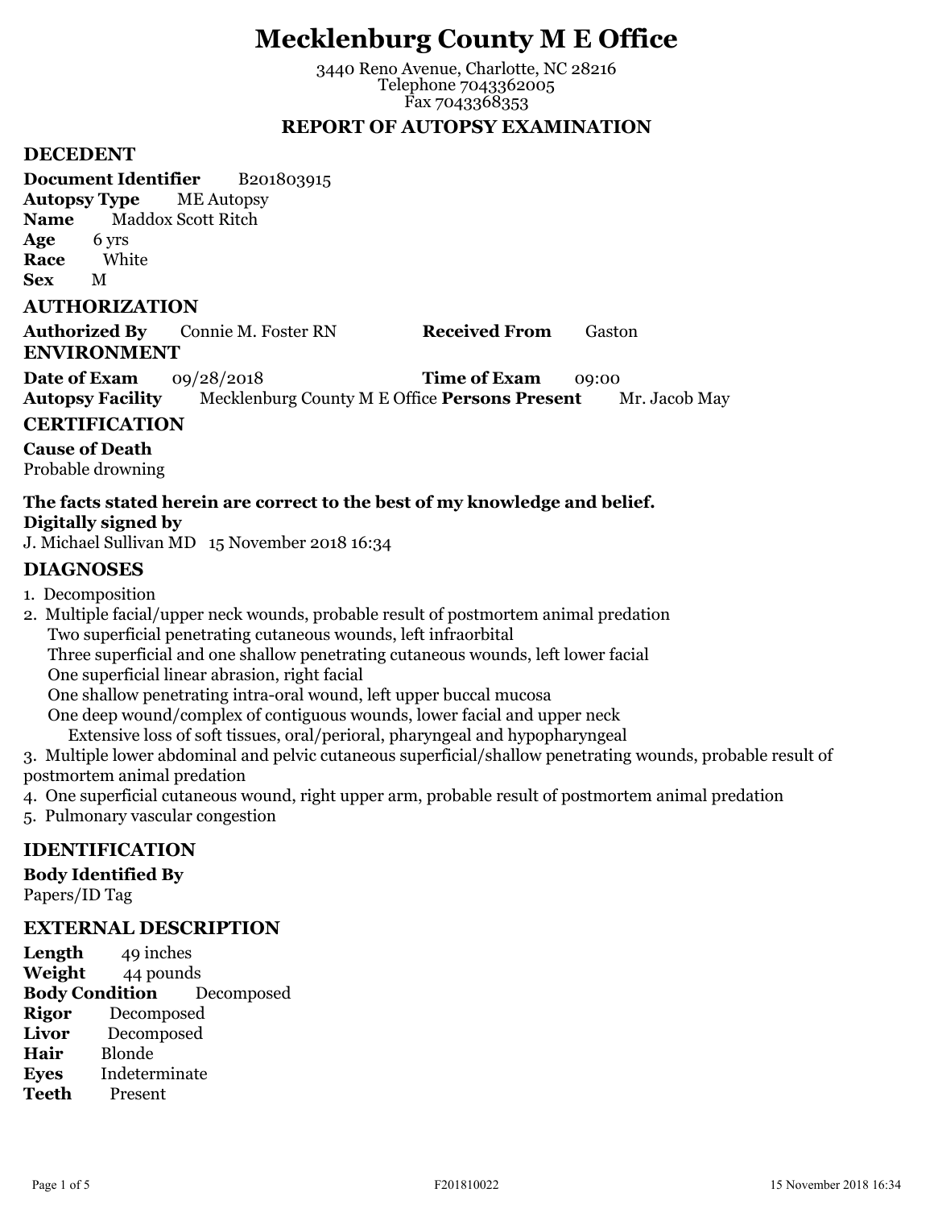# Mecklenburg County M E Office

3440 Reno Avenue, Charlotte, NC 28216
Telephone 7043362005
Fax 7043368353

## REPORT OF AUTOPSY EXAMINATION

### DECEDENT

**Document Identifier** B201803915
**Autopsy Type** ME Autopsy
**Name** Maddox Scott Ritch
**Age** 6 yrs
**Race** White
**Sex** M

### AUTHORIZATION

**Authorized By** Connie M. Foster RN **Received From** Gaston

### ENVIRONMENT

**Date of Exam** 09/28/2018 **Time of Exam** 09:00
**Autopsy Facility** Mecklenburg County M E Office **Persons Present** Mr. Jacob May

### CERTIFICATION

**Cause of Death**
Probable drowning

**The facts stated herein are correct to the best of my knowledge and belief.**
**Digitally signed by**
J. Michael Sullivan MD 15 November 2018 16:34

### DIAGNOSES

1. Decomposition
2. Multiple facial/upper neck wounds, probable result of postmortem animal predation
   - Two superficial penetrating cutaneous wounds, left infraorbital
   - Three superficial and one shallow penetrating cutaneous wounds, left lower facial
   - One superficial linear abrasion, right facial
   - One shallow penetrating intra-oral wound, left upper buccal mucosa
   - One deep wound/complex of contiguous wounds, lower facial and upper neck
     - Extensive loss of soft tissues, oral/perioral, pharyngeal and hypopharyngeal
3. Multiple lower abdominal and pelvic cutaneous superficial/shallow penetrating wounds, probable result of postmortem animal predation
4. One superficial cutaneous wound, right upper arm, probable result of postmortem animal predation
5. Pulmonary vascular congestion

### IDENTIFICATION

**Body Identified By**
Papers/ID Tag

### EXTERNAL DESCRIPTION

**Length** 49 inches
**Weight** 44 pounds
**Body Condition** Decomposed
**Rigor** Decomposed
**Livor** Decomposed
**Hair** Blonde
**Eyes** Indeterminate
**Teeth** Present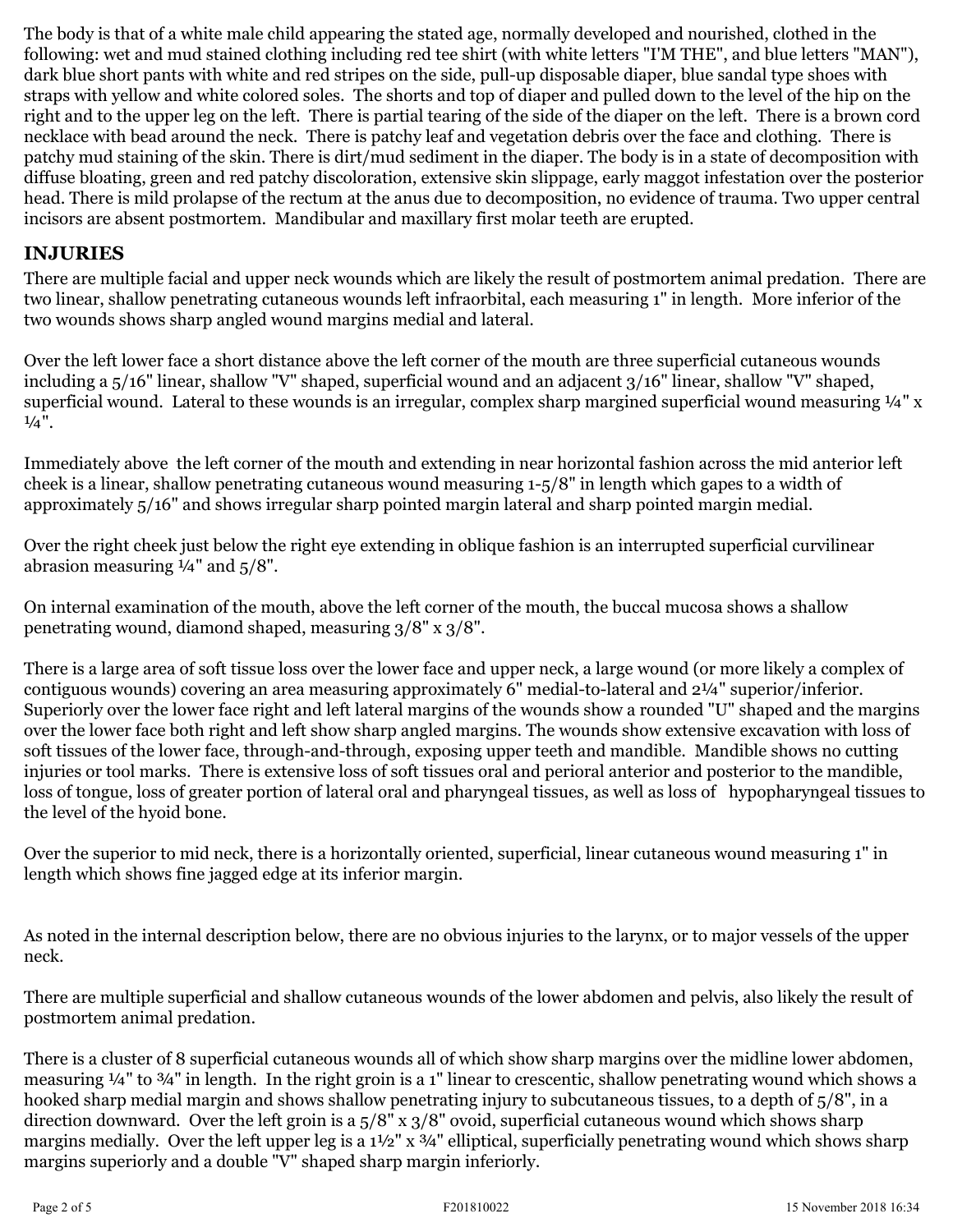The body is that of a white male child appearing the stated age, normally developed and nourished, clothed in the following: wet and mud stained clothing including red tee shirt (with white letters "I'M THE", and blue letters "MAN"), dark blue short pants with white and red stripes on the side, pull-up disposable diaper, blue sandal type shoes with straps with yellow and white colored soles. The shorts and top of diaper and pulled down to the level of the hip on the right and to the upper leg on the left. There is partial tearing of the side of the diaper on the left. There is a brown cord necklace with bead around the neck. There is patchy leaf and vegetation debris over the face and clothing. There is patchy mud staining of the skin. There is dirt/mud sediment in the diaper. The body is in a state of decomposition with diffuse bloating, green and red patchy discoloration, extensive skin slippage, early maggot infestation over the posterior head. There is mild prolapse of the rectum at the anus due to decomposition, no evidence of trauma. Two upper central incisors are absent postmortem. Mandibular and maxillary first molar teeth are erupted.

## INJURIES

There are multiple facial and upper neck wounds which are likely the result of postmortem animal predation. There are two linear, shallow penetrating cutaneous wounds left infraorbital, each measuring 1" in length. More inferior of the two wounds shows sharp angled wound margins medial and lateral.

Over the left lower face a short distance above the left corner of the mouth are three superficial cutaneous wounds including a 5/16" linear, shallow "V" shaped, superficial wound and an adjacent 3/16" linear, shallow "V" shaped, superficial wound. Lateral to these wounds is an irregular, complex sharp margined superficial wound measuring ¼" x ¼".

Immediately above the left corner of the mouth and extending in near horizontal fashion across the mid anterior left cheek is a linear, shallow penetrating cutaneous wound measuring 1-5/8" in length which gapes to a width of approximately 5/16" and shows irregular sharp pointed margin lateral and sharp pointed margin medial.

Over the right cheek just below the right eye extending in oblique fashion is an interrupted superficial curvilinear abrasion measuring ¼" and 5/8".

On internal examination of the mouth, above the left corner of the mouth, the buccal mucosa shows a shallow penetrating wound, diamond shaped, measuring 3/8" x 3/8".

There is a large area of soft tissue loss over the lower face and upper neck, a large wound (or more likely a complex of contiguous wounds) covering an area measuring approximately 6" medial-to-lateral and 2¼" superior/inferior. Superiorly over the lower face right and left lateral margins of the wounds show a rounded "U" shaped and the margins over the lower face both right and left show sharp angled margins. The wounds show extensive excavation with loss of soft tissues of the lower face, through-and-through, exposing upper teeth and mandible. Mandible shows no cutting injuries or tool marks. There is extensive loss of soft tissues oral and perioral anterior and posterior to the mandible, loss of tongue, loss of greater portion of lateral oral and pharyngeal tissues, as well as loss of hypopharyngeal tissues to the level of the hyoid bone.

Over the superior to mid neck, there is a horizontally oriented, superficial, linear cutaneous wound measuring 1" in length which shows fine jagged edge at its inferior margin.

As noted in the internal description below, there are no obvious injuries to the larynx, or to major vessels of the upper neck.

There are multiple superficial and shallow cutaneous wounds of the lower abdomen and pelvis, also likely the result of postmortem animal predation.

There is a cluster of 8 superficial cutaneous wounds all of which show sharp margins over the midline lower abdomen, measuring ¼" to ¾" in length. In the right groin is a 1" linear to crescentic, shallow penetrating wound which shows a hooked sharp medial margin and shows shallow penetrating injury to subcutaneous tissues, to a depth of 5/8", in a direction downward. Over the left groin is a 5/8" x 3/8" ovoid, superficial cutaneous wound which shows sharp margins medially. Over the left upper leg is a 1½" x ¾" elliptical, superficially penetrating wound which shows sharp margins superiorly and a double "V" shaped sharp margin inferiorly.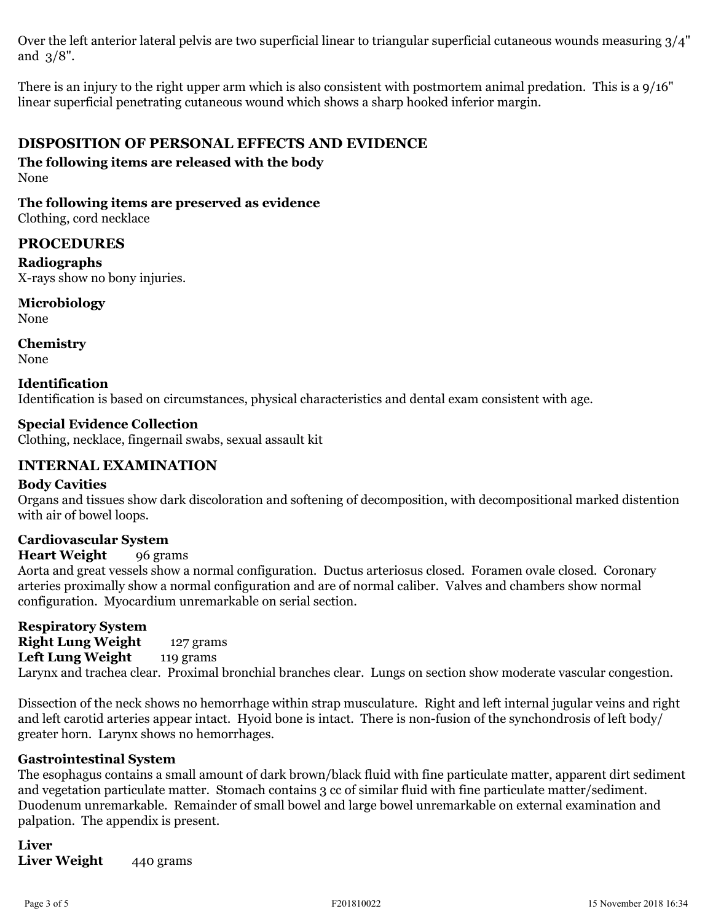Over the left anterior lateral pelvis are two superficial linear to triangular superficial cutaneous wounds measuring 3/4" and 3/8".

There is an injury to the right upper arm which is also consistent with postmortem animal predation. This is a 9/16" linear superficial penetrating cutaneous wound which shows a sharp hooked inferior margin.

## DISPOSITION OF PERSONAL EFFECTS AND EVIDENCE

**The following items are released with the body**
None

**The following items are preserved as evidence**
Clothing, cord necklace

## PROCEDURES

**Radiographs**
X-rays show no bony injuries.

**Microbiology**
None

**Chemistry**
None

**Identification**
Identification is based on circumstances, physical characteristics and dental exam consistent with age.

**Special Evidence Collection**
Clothing, necklace, fingernail swabs, sexual assault kit

## INTERNAL EXAMINATION

**Body Cavities**
Organs and tissues show dark discoloration and softening of decomposition, with decompositional marked distention with air of bowel loops.

**Cardiovascular System**
**Heart Weight** 96 grams
Aorta and great vessels show a normal configuration. Ductus arteriosus closed. Foramen ovale closed. Coronary arteries proximally show a normal configuration and are of normal caliber. Valves and chambers show normal configuration. Myocardium unremarkable on serial section.

**Respiratory System**
**Right Lung Weight** 127 grams
**Left Lung Weight** 119 grams
Larynx and trachea clear. Proximal bronchial branches clear. Lungs on section show moderate vascular congestion.

Dissection of the neck shows no hemorrhage within strap musculature. Right and left internal jugular veins and right and left carotid arteries appear intact. Hyoid bone is intact. There is non-fusion of the synchondrosis of left body/ greater horn. Larynx shows no hemorrhages.

**Gastrointestinal System**
The esophagus contains a small amount of dark brown/black fluid with fine particulate matter, apparent dirt sediment and vegetation particulate matter. Stomach contains 3 cc of similar fluid with fine particulate matter/sediment. Duodenum unremarkable. Remainder of small bowel and large bowel unremarkable on external examination and palpation. The appendix is present.

**Liver**
**Liver Weight** 440 grams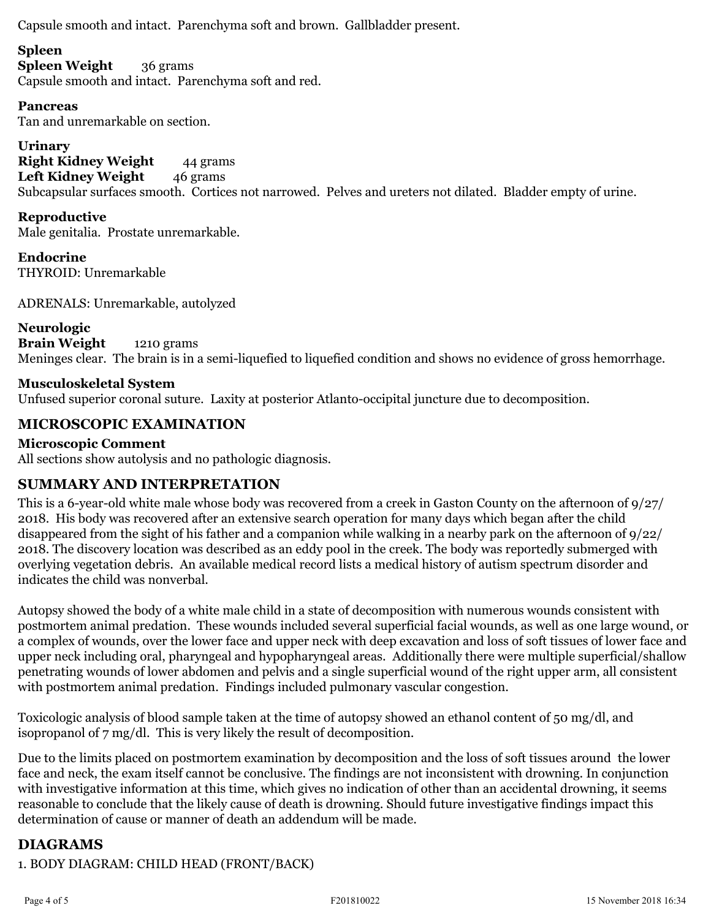Capsule smooth and intact. Parenchyma soft and brown. Gallbladder present.

### Spleen

**Spleen Weight** 36 grams

Capsule smooth and intact. Parenchyma soft and red.

### Pancreas

Tan and unremarkable on section.

### Urinary

**Right Kidney Weight** 44 grams

**Left Kidney Weight** 46 grams

Subcapsular surfaces smooth. Cortices not narrowed. Pelves and ureters not dilated. Bladder empty of urine.

### Reproductive

Male genitalia. Prostate unremarkable.

### Endocrine

THYROID: Unremarkable

ADRENALS: Unremarkable, autolyzed

### Neurologic

**Brain Weight** 1210 grams

Meninges clear. The brain is in a semi-liquefied to liquefied condition and shows no evidence of gross hemorrhage.

### Musculoskeletal System

Unfused superior coronal suture. Laxity at posterior Atlanto-occipital juncture due to decomposition.

## MICROSCOPIC EXAMINATION

### Microscopic Comment

All sections show autolysis and no pathologic diagnosis.

## SUMMARY AND INTERPRETATION

This is a 6-year-old white male whose body was recovered from a creek in Gaston County on the afternoon of 9/27/2018. His body was recovered after an extensive search operation for many days which began after the child disappeared from the sight of his father and a companion while walking in a nearby park on the afternoon of 9/22/2018. The discovery location was described as an eddy pool in the creek. The body was reportedly submerged with overlying vegetation debris. An available medical record lists a medical history of autism spectrum disorder and indicates the child was nonverbal.

Autopsy showed the body of a white male child in a state of decomposition with numerous wounds consistent with postmortem animal predation. These wounds included several superficial facial wounds, as well as one large wound, or a complex of wounds, over the lower face and upper neck with deep excavation and loss of soft tissues of lower face and upper neck including oral, pharyngeal and hypopharyngeal areas. Additionally there were multiple superficial/shallow penetrating wounds of lower abdomen and pelvis and a single superficial wound of the right upper arm, all consistent with postmortem animal predation. Findings included pulmonary vascular congestion.

Toxicologic analysis of blood sample taken at the time of autopsy showed an ethanol content of 50 mg/dl, and isopropanol of 7 mg/dl. This is very likely the result of decomposition.

Due to the limits placed on postmortem examination by decomposition and the loss of soft tissues around the lower face and neck, the exam itself cannot be conclusive. The findings are not inconsistent with drowning. In conjunction with investigative information at this time, which gives no indication of other than an accidental drowning, it seems reasonable to conclude that the likely cause of death is drowning. Should future investigative findings impact this determination of cause or manner of death an addendum will be made.

## DIAGRAMS

1. BODY DIAGRAM: CHILD HEAD (FRONT/BACK)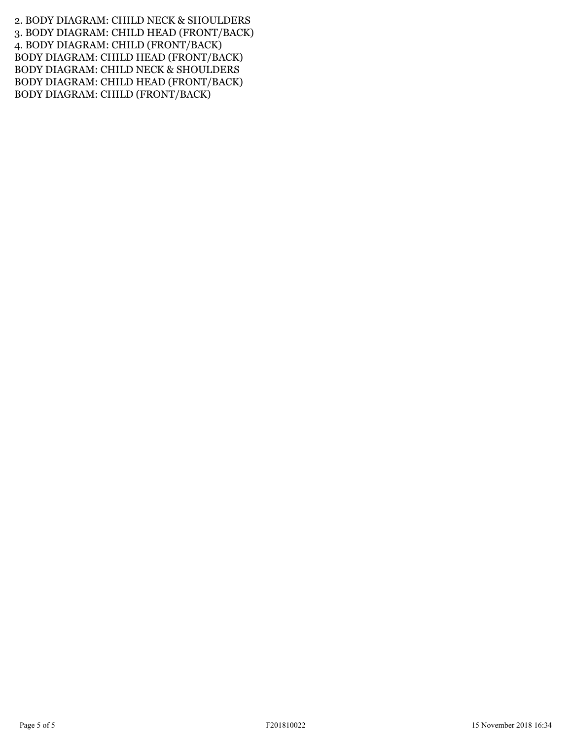2. BODY DIAGRAM: CHILD NECK & SHOULDERS
3. BODY DIAGRAM: CHILD HEAD (FRONT/BACK)
4. BODY DIAGRAM: CHILD (FRONT/BACK)

BODY DIAGRAM: CHILD HEAD (FRONT/BACK)
BODY DIAGRAM: CHILD NECK & SHOULDERS
BODY DIAGRAM: CHILD HEAD (FRONT/BACK)
BODY DIAGRAM: CHILD (FRONT/BACK)